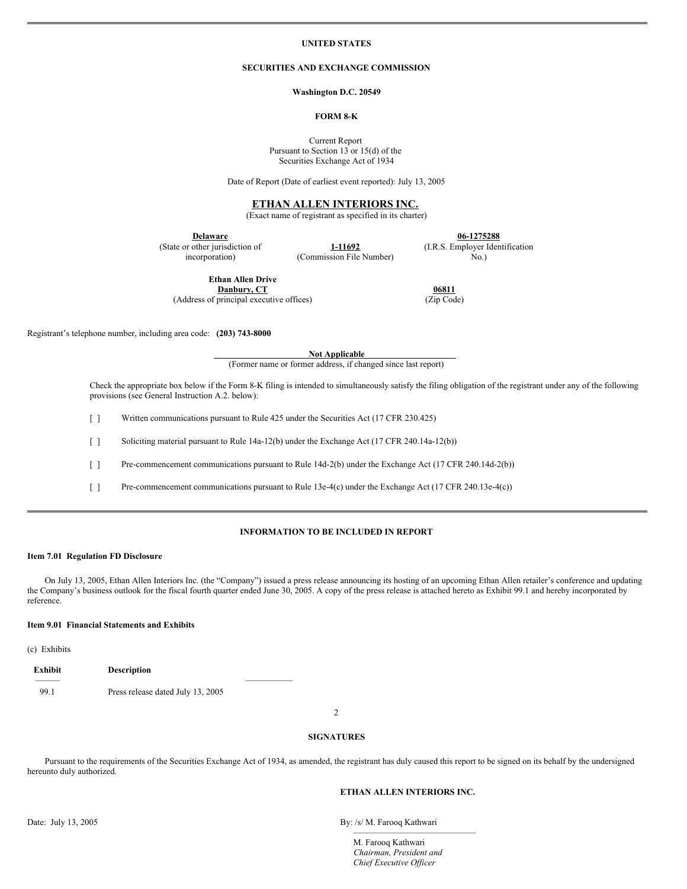# UNITED STATES

## SECURITIES AND EXCHANGE COMMISSION

**Washington D.C. 20549**

## FORM 8-K

Current Report
Pursuant to Section 13 or 15(d) of the
Securities Exchange Act of 1934

Date of Report (Date of earliest event reported): July 13, 2005

## ETHAN ALLEN INTERIORS INC.

(Exact name of registrant as specified in its charter)

| **Delaware** | **1-11692** | **06-1275288** |
|---|---|---|
| (State or other jurisdiction of incorporation) | (Commission File Number) | (I.R.S. Employer Identification No.) |

| **Ethan Allen Drive**<br>**Danbury, CT** | **06811** |
|---|---|
| (Address of principal executive offices) | (Zip Code) |

Registrant's telephone number, including area code: **(203) 743-8000**

**Not Applicable**
(Former name or former address, if changed since last report)

Check the appropriate box below if the Form 8-K filing is intended to simultaneously satisfy the filing obligation of the registrant under any of the following provisions (see General Instruction A.2. below):

[ ] Written communications pursuant to Rule 425 under the Securities Act (17 CFR 230.425)

[ ] Soliciting material pursuant to Rule 14a-12(b) under the Exchange Act (17 CFR 240.14a-12(b))

[ ] Pre-commencement communications pursuant to Rule 14d-2(b) under the Exchange Act (17 CFR 240.14d-2(b))

[ ] Pre-commencement communications pursuant to Rule 13e-4(c) under the Exchange Act (17 CFR 240.13e-4(c))

---

### INFORMATION TO BE INCLUDED IN REPORT

**Item 7.01 Regulation FD Disclosure**

On July 13, 2005, Ethan Allen Interiors Inc. (the "Company") issued a press release announcing its hosting of an upcoming Ethan Allen retailer's conference and updating the Company's business outlook for the fiscal fourth quarter ended June 30, 2005. A copy of the press release is attached hereto as Exhibit 99.1 and hereby incorporated by reference.

**Item 9.01 Financial Statements and Exhibits**

(c) Exhibits

| Exhibit | Description |
|---|---|
| 99.1 | Press release dated July 13, 2005 |

### SIGNATURES

Pursuant to the requirements of the Securities Exchange Act of 1934, as amended, the registrant has duly caused this report to be signed on its behalf by the undersigned hereunto duly authorized.

**ETHAN ALLEN INTERIORS INC.**

Date: July 13, 2005

By: /s/ M. Farooq Kathwari

M. Farooq Kathwari
*Chairman, President and Chief Executive Officer*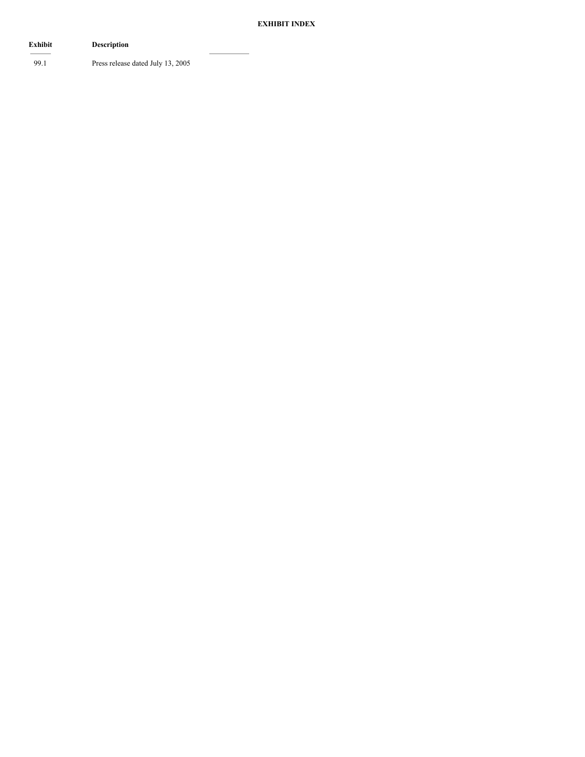**EXHIBIT INDEX**

| Exhibit | Description |
| --- | --- |
| 99.1 | Press release dated July 13, 2005 |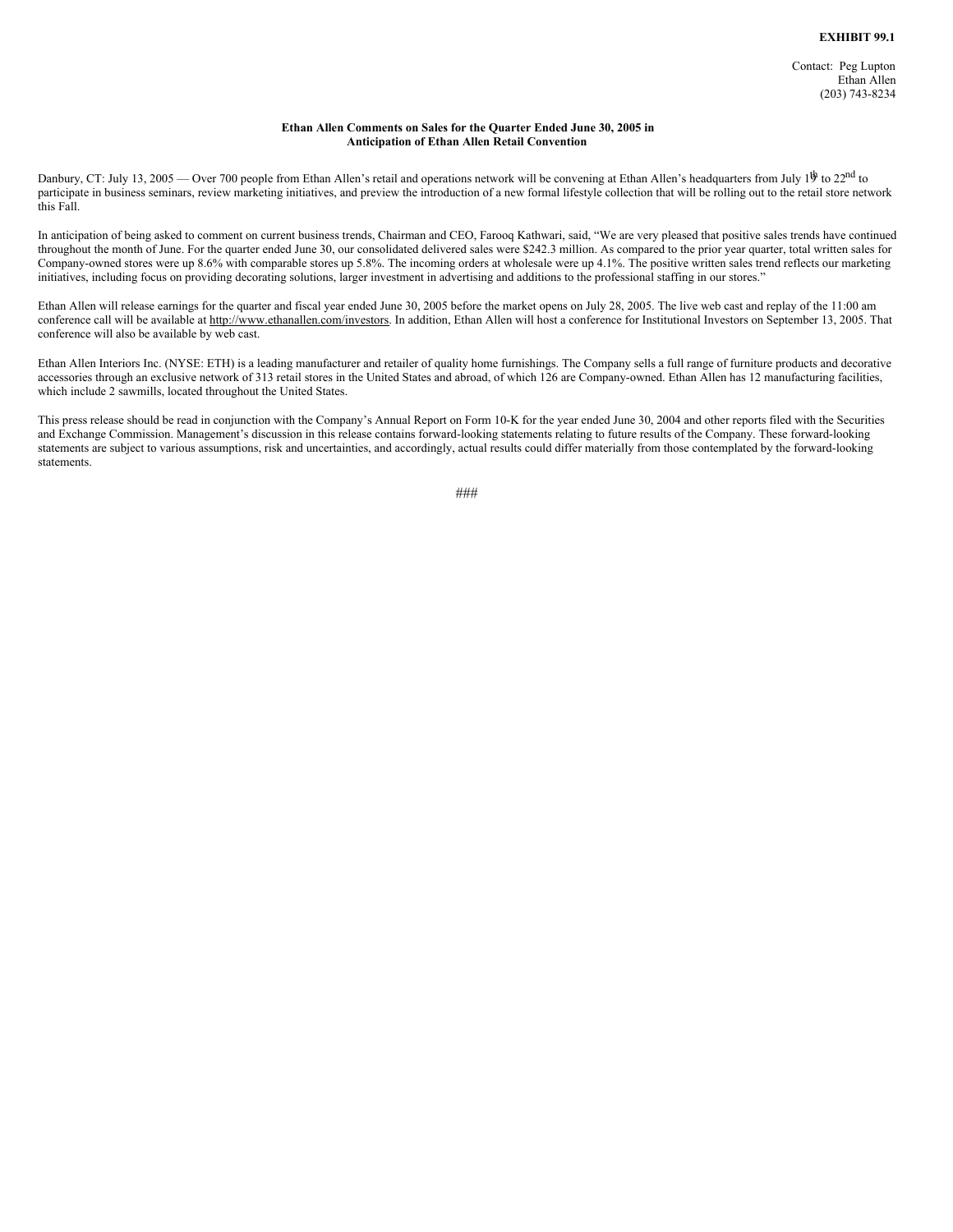**EXHIBIT 99.1**

Contact: Peg Lupton
Ethan Allen
(203) 743-8234

**Ethan Allen Comments on Sales for the Quarter Ended June 30, 2005 in Anticipation of Ethan Allen Retail Convention**

Danbury, CT: July 13, 2005 — Over 700 people from Ethan Allen's retail and operations network will be convening at Ethan Allen's headquarters from July 19th to 22nd to participate in business seminars, review marketing initiatives, and preview the introduction of a new formal lifestyle collection that will be rolling out to the retail store network this Fall.

In anticipation of being asked to comment on current business trends, Chairman and CEO, Farooq Kathwari, said, "We are very pleased that positive sales trends have continued throughout the month of June. For the quarter ended June 30, our consolidated delivered sales were $242.3 million. As compared to the prior year quarter, total written sales for Company-owned stores were up 8.6% with comparable stores up 5.8%. The incoming orders at wholesale were up 4.1%. The positive written sales trend reflects our marketing initiatives, including focus on providing decorating solutions, larger investment in advertising and additions to the professional staffing in our stores."

Ethan Allen will release earnings for the quarter and fiscal year ended June 30, 2005 before the market opens on July 28, 2005. The live web cast and replay of the 11:00 am conference call will be available at http://www.ethanallen.com/investors. In addition, Ethan Allen will host a conference for Institutional Investors on September 13, 2005. That conference will also be available by web cast.

Ethan Allen Interiors Inc. (NYSE: ETH) is a leading manufacturer and retailer of quality home furnishings. The Company sells a full range of furniture products and decorative accessories through an exclusive network of 313 retail stores in the United States and abroad, of which 126 are Company-owned. Ethan Allen has 12 manufacturing facilities, which include 2 sawmills, located throughout the United States.

This press release should be read in conjunction with the Company's Annual Report on Form 10-K for the year ended June 30, 2004 and other reports filed with the Securities and Exchange Commission. Management's discussion in this release contains forward-looking statements relating to future results of the Company. These forward-looking statements are subject to various assumptions, risk and uncertainties, and accordingly, actual results could differ materially from those contemplated by the forward-looking statements.

###